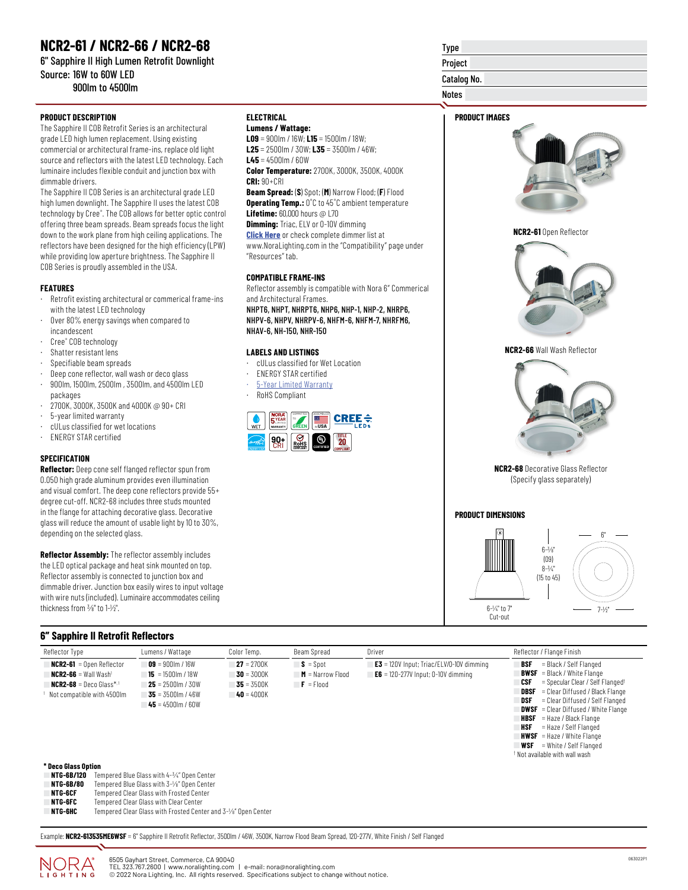# NCR2-61 / NCR2-66 / NCR2-68

6" Sapphire II High Lumen Retrofit Downlight
Source: 16W to 60W LED
900lm to 4500lm

Type
Project
Catalog No.
Notes

## PRODUCT DESCRIPTION

The Sapphire II COB Retrofit Series is an architectural grade LED high lumen replacement. Using existing commercial or architectural frame-ins, replace old light source and reflectors with the latest LED technology. Each luminaire includes flexible conduit and junction box with dimmable drivers.

The Sapphire II COB Series is an architectural grade LED high lumen downlight. The Sapphire II uses the latest COB technology by Cree®. The COB allows for better optic control offering three beam spreads. Beam spreads focus the light down to the work plane from high ceiling applications. The reflectors have been designed for the high efficiency (LPW) while providing low aperture brightness. The Sapphire II COB Series is proudly assembled in the USA.

## FEATURES

- Retrofit existing architectural or commerical frame-ins with the latest LED technology
- Over 80% energy savings when compared to incandescent
- Cree® COB technology
- Shatter resistant lens
- Specifiable beam spreads
- Deep cone reflector, wall wash or deco glass
- 900lm, 1500lm, 2500lm , 3500lm, and 4500lm LED packages
- 2700K, 3000K, 3500K and 4000K @ 90+ CRI
- 5-year limited warranty
- cULus classified for wet locations
- ENERGY STAR certified

## SPECIFICATION

**Reflector:** Deep cone self flanged reflector spun from 0.050 high grade aluminum provides even illumination and visual comfort. The deep cone reflectors provide 55+ degree cut-off. NCR2-68 includes three studs mounted in the flange for attaching decorative glass. Decorative glass will reduce the amount of usable light by 10 to 30%, depending on the selected glass.

**Reflector Assembly:** The reflector assembly includes the LED optical package and heat sink mounted on top. Reflector assembly is connected to junction box and dimmable driver. Junction box easily wires to input voltage with wire nuts (included). Luminaire accommodates ceiling thickness from ⅜" to 1-½".

## ELECTRICAL

**Lumens / Wattage:**
**L09** = 900lm / 16W; **L15** = 1500lm / 18W;
**L25** = 2500lm / 30W; **L35** = 3500lm / 46W;
**L45** = 4500lm / 60W
**Color Temperature:** 2700K, 3000K, 3500K, 4000K
**CRI:** 90+CRI
**Beam Spread:** (**S**) Spot; (**M**) Narrow Flood; (**F**) Flood
**Operating Temp.:** 0°C to 45°C ambient temperature
**Lifetime:** 60,000 hours @ L70
**Dimming:** Triac, ELV or 0-10V dimming
**Click Here** or check complete dimmer list at www.NoraLighting.com in the "Compatibility" page under "Resources" tab.

## COMPATIBLE FRAME-INS

Reflector assembly is compatible with Nora 6" Commerical and Architectural Frames.
**NHPT6, NHPT, NHRPT6, NHP6, NHP-1, NHP-2, NHRP6, NHPV-6, NHPV, NHRPV-6, NHFM-6, NHFM-7, NHRFM6, NHAV-6, NH-150, NHR-150**

## LABELS AND LISTINGS

- cULus classified for Wet Location
- ENERGY STAR certified
- 5-Year Limited Warranty
- RoHS Compliant

## PRODUCT IMAGES

**NCR2-61** Open Reflector

**NCR2-66** Wall Wash Reflector

**NCR2-68** Decorative Glass Reflector (Specify glass separately)

## PRODUCT DIMENSIONS

6-⅜" (09)
8-¾" (15 to 45)
6"
6-¼" to 7" Cut-out
7-½"

## 6" Sapphire II Retrofit Reflectors

| Reflector Type | Lumens / Wattage | Color Temp. | Beam Spread | Driver | Reflector / Flange Finish |
|---|---|---|---|---|---|
| **NCR2-61** = Open Reflector | **09** = 900lm / 16W | **27** = 2700K | **S** = Spot | **E3** = 120V Input; Triac/ELV/0-10V dimming | **BSF** = Black / Self Flanged |
| **NCR2-66** = Wall Wash[1] | **15** = 1500lm / 18W | **30** = 3000K | **M** = Narrow Flood | **E6** = 120-277V Input; 0-10V dimming | **BWSF** = Black / White Flange |
| **NCR2-68** = Deco Glass*,[1] | **25** = 2500lm / 30W | **35** = 3500K | **F** = Flood | | **CSF** = Specular Clear / Self Flanged† |
| [1] Not compatible with 4500lm | **35** = 3500lm / 46W | **40** = 4000K | | | **DBSF** = Clear Diffused / Black Flange |
| | **45** = 4500lm / 60W | | | | **DSF** = Clear Diffused / Self Flanged |
| | | | | | **DWSF** = Clear Diffused / White Flange |
| | | | | | **HBSF** = Haze / Black Flange |
| | | | | | **HSF** = Haze / Self Flanged |
| | | | | | **HWSF** = Haze / White Flange |
| | | | | | **WSF** = White / Self Flanged |
| | | | | | † Not available with wall wash |

**\* Deco Glass Option**

| | |
|---|---|
| **NTG-6B/120** | Tempered Blue Glass with 4-¾" Open Center |
| **NTG-6B/80** | Tempered Blue Glass with 3-⅛" Open Center |
| **NTG-6CF** | Tempered Clear Glass with Frosted Center |
| **NTG-6FC** | Tempered Clear Glass with Clear Center |
| **NTG-6HC** | Tempered Clear Glass with Frosted Center and 3-⅛" Open Center |

Example: **NCR2-613535ME6WSF** = 6" Sapphire II Retrofit Reflector, 3500lm / 46W, 3500K, Narrow Flood Beam Spread, 120-277V, White Finish / Self Flanged

6505 Gayhart Street, Commerce, CA 90040
TEL 323.767.2600 | www.noralighting.com | e-mail: nora@noralighting.com
© 2022 Nora Lighting, Inc. All rights reserved. Specifications subject to change without notice.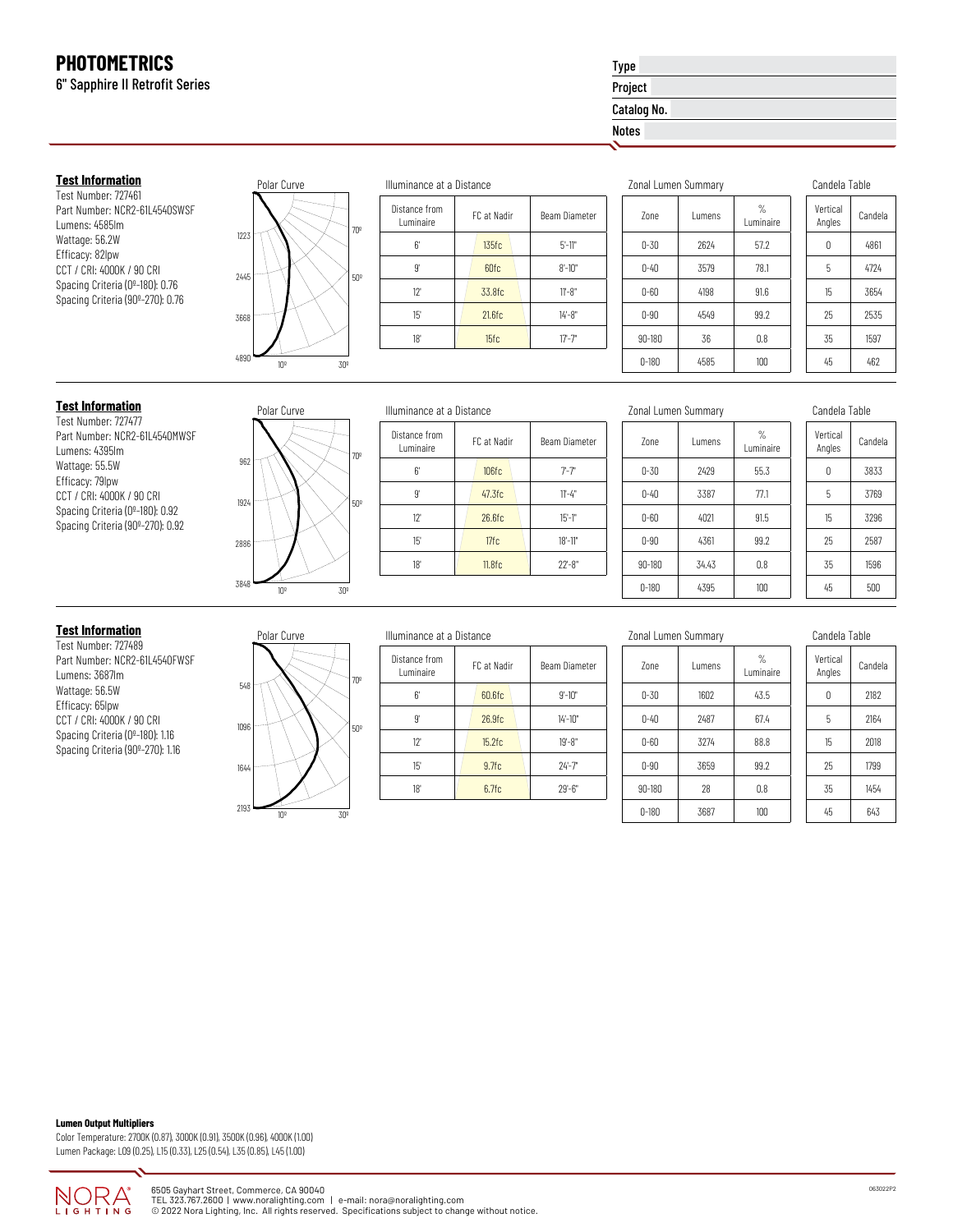# PHOTOMETRICS

6" Sapphire II Retrofit Series

Type

Project

Catalog No.

Notes

### Test Information

Test Number: 727461
Part Number: NCR2-61L4540SWSF
Lumens: 4585lm
Wattage: 56.2W
Efficacy: 82lpw
CCT / CRI: 4000K / 90 CRI
Spacing Criteria (0º-180): 0.76
Spacing Criteria (90º-270): 0.76

Polar Curve

1223
2445
3668
4890
10º
30º
50º
70º

Illuminance at a Distance

| Distance from Luminaire | FC at Nadir | Beam Diameter |
|---|---|---|
| 6' | 135fc | 5'-11" |
| 9' | 60fc | 8'-10" |
| 12' | 33.8fc | 11'-8" |
| 15' | 21.6fc | 14'-8" |
| 18' | 15fc | 17'-7" |

Zonal Lumen Summary

| Zone | Lumens | % Luminaire |
|---|---|---|
| 0-30 | 2624 | 57.2 |
| 0-40 | 3579 | 78.1 |
| 0-60 | 4198 | 91.6 |
| 0-90 | 4549 | 99.2 |
| 90-180 | 36 | 0.8 |
| 0-180 | 4585 | 100 |

Candela Table

| Vertical Angles | Candela |
|---|---|
| 0 | 4861 |
| 5 | 4724 |
| 15 | 3654 |
| 25 | 2535 |
| 35 | 1597 |
| 45 | 462 |

### Test Information

Test Number: 727477
Part Number: NCR2-61L4540MWSF
Lumens: 4395lm
Wattage: 55.5W
Efficacy: 79lpw
CCT / CRI: 4000K / 90 CRI
Spacing Criteria (0º-180): 0.92
Spacing Criteria (90º-270): 0.92

Polar Curve

962
1924
2886
3848
10º
30º
50º
70º

Illuminance at a Distance

| Distance from Luminaire | FC at Nadir | Beam Diameter |
|---|---|---|
| 6' | 106fc | 7'-7" |
| 9' | 47.3fc | 11'-4" |
| 12' | 26.6fc | 15'-1" |
| 15' | 17fc | 18'-11" |
| 18' | 11.8fc | 22'-8" |

Zonal Lumen Summary

| Zone | Lumens | % Luminaire |
|---|---|---|
| 0-30 | 2429 | 55.3 |
| 0-40 | 3387 | 77.1 |
| 0-60 | 4021 | 91.5 |
| 0-90 | 4361 | 99.2 |
| 90-180 | 34.43 | 0.8 |
| 0-180 | 4395 | 100 |

Candela Table

| Vertical Angles | Candela |
|---|---|
| 0 | 3833 |
| 5 | 3769 |
| 15 | 3296 |
| 25 | 2587 |
| 35 | 1596 |
| 45 | 500 |

### Test Information

Test Number: 727489
Part Number: NCR2-61L4540FWSF
Lumens: 3687lm
Wattage: 56.5W
Efficacy: 65lpw
CCT / CRI: 4000K / 90 CRI
Spacing Criteria (0º-180): 1.16
Spacing Criteria (90º-270): 1.16

Polar Curve

548
1096
1644
2193
10º
30º
50º
70º

Illuminance at a Distance

| Distance from Luminaire | FC at Nadir | Beam Diameter |
|---|---|---|
| 6' | 60.6fc | 9'-10" |
| 9' | 26.9fc | 14'-10" |
| 12' | 15.2fc | 19'-8" |
| 15' | 9.7fc | 24'-7" |
| 18' | 6.7fc | 29'-6" |

Zonal Lumen Summary

| Zone | Lumens | % Luminaire |
|---|---|---|
| 0-30 | 1602 | 43.5 |
| 0-40 | 2487 | 67.4 |
| 0-60 | 3274 | 88.8 |
| 0-90 | 3659 | 99.2 |
| 90-180 | 28 | 0.8 |
| 0-180 | 3687 | 100 |

Candela Table

| Vertical Angles | Candela |
|---|---|
| 0 | 2182 |
| 5 | 2164 |
| 15 | 2018 |
| 25 | 1799 |
| 35 | 1454 |
| 45 | 643 |

**Lumen Output Multipliers**

Color Temperature: 2700K (0.87), 3000K (0.91), 3500K (0.96), 4000K (1.00)
Lumen Package: L09 (0.25), L15 (0.33), L25 (0.54), L35 (0.85), L45 (1.00)

NORA LIGHTING

6505 Gayhart Street, Commerce, CA 90040
TEL 323.767.2600 | www.noralighting.com | e-mail: nora@noralighting.com
© 2022 Nora Lighting, Inc. All rights reserved. Specifications subject to change without notice.

063022P2